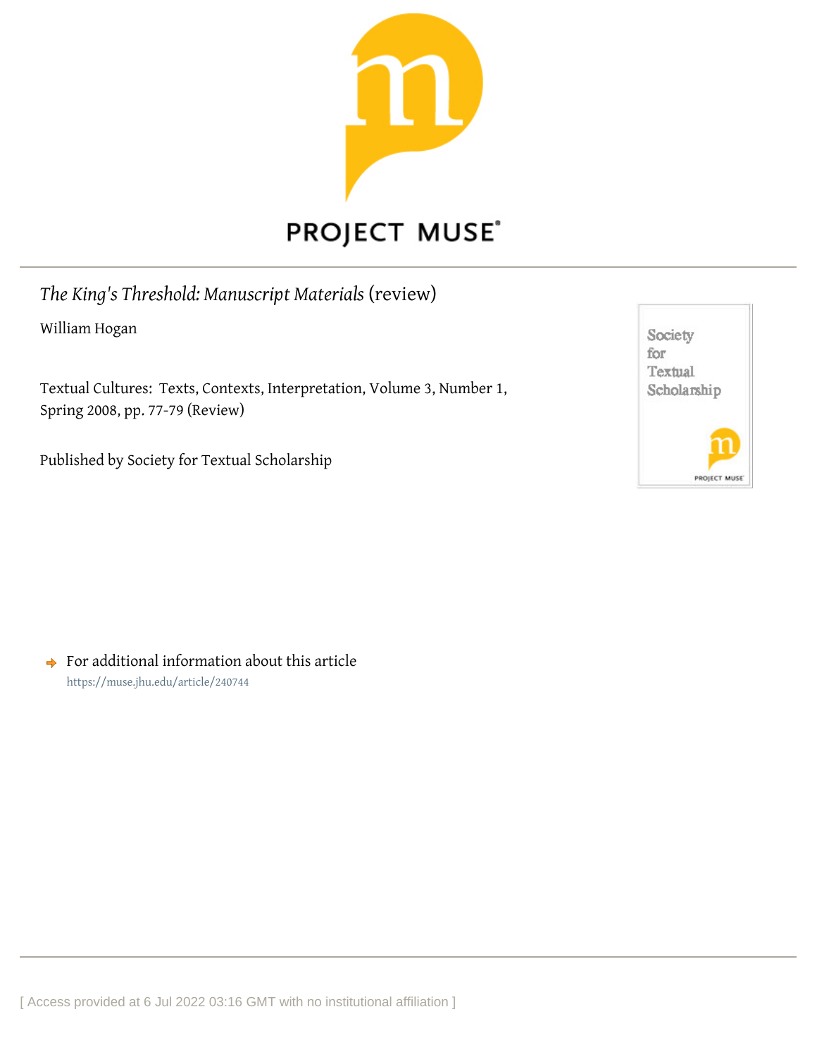# *The King's Threshold: Manuscript Materials* (review)

William Hogan

Textual Cultures: Texts, Contexts, Interpretation, Volume 3, Number 1, Spring 2008, pp. 77-79 (Review)

Published by Society for Textual Scholarship

For additional information about this article
https://muse.jhu.edu/article/240744

[ Access provided at 6 Jul 2022 03:16 GMT with no institutional affiliation ]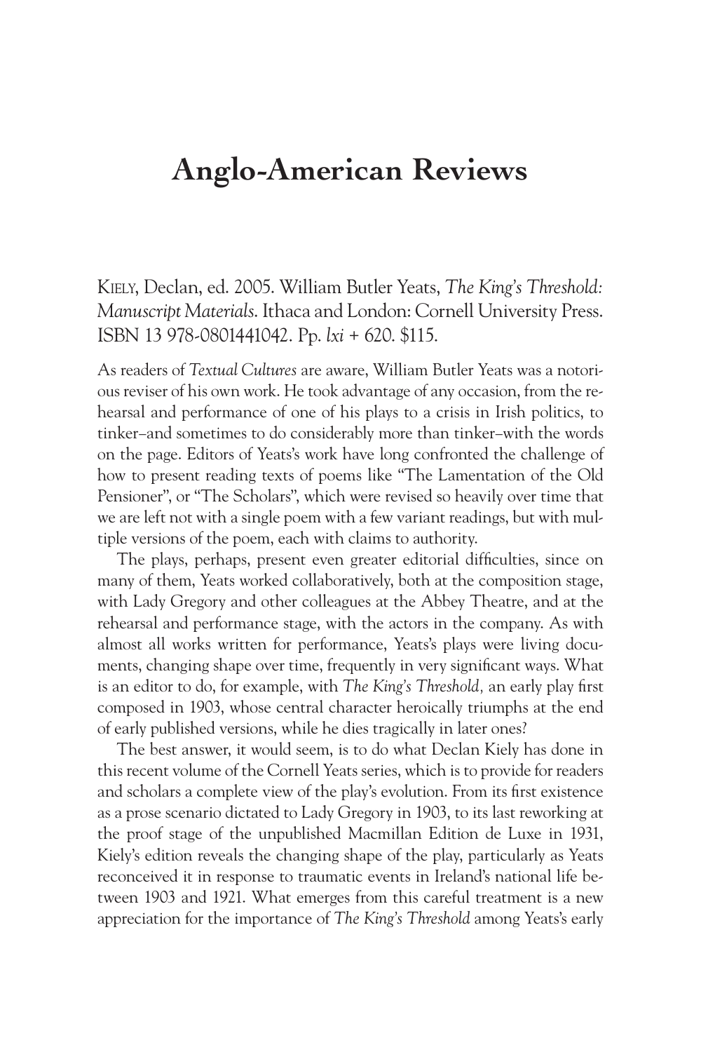# Anglo-American Reviews

KIELY, Declan, ed. 2005. William Butler Yeats, *The King's Threshold: Manuscript Materials*. Ithaca and London: Cornell University Press. ISBN 13 978-0801441042. Pp. *lxi* + 620. $115.

As readers of *Textual Cultures* are aware, William Butler Yeats was a notorious reviser of his own work. He took advantage of any occasion, from the rehearsal and performance of one of his plays to a crisis in Irish politics, to tinker–and sometimes to do considerably more than tinker–with the words on the page. Editors of Yeats's work have long confronted the challenge of how to present reading texts of poems like "The Lamentation of the Old Pensioner", or "The Scholars", which were revised so heavily over time that we are left not with a single poem with a few variant readings, but with multiple versions of the poem, each with claims to authority.

The plays, perhaps, present even greater editorial difficulties, since on many of them, Yeats worked collaboratively, both at the composition stage, with Lady Gregory and other colleagues at the Abbey Theatre, and at the rehearsal and performance stage, with the actors in the company. As with almost all works written for performance, Yeats's plays were living documents, changing shape over time, frequently in very significant ways. What is an editor to do, for example, with *The King's Threshold,* an early play first composed in 1903, whose central character heroically triumphs at the end of early published versions, while he dies tragically in later ones?

The best answer, it would seem, is to do what Declan Kiely has done in this recent volume of the Cornell Yeats series, which is to provide for readers and scholars a complete view of the play's evolution. From its first existence as a prose scenario dictated to Lady Gregory in 1903, to its last reworking at the proof stage of the unpublished Macmillan Edition de Luxe in 1931, Kiely's edition reveals the changing shape of the play, particularly as Yeats reconceived it in response to traumatic events in Ireland's national life between 1903 and 1921. What emerges from this careful treatment is a new appreciation for the importance of *The King's Threshold* among Yeats's early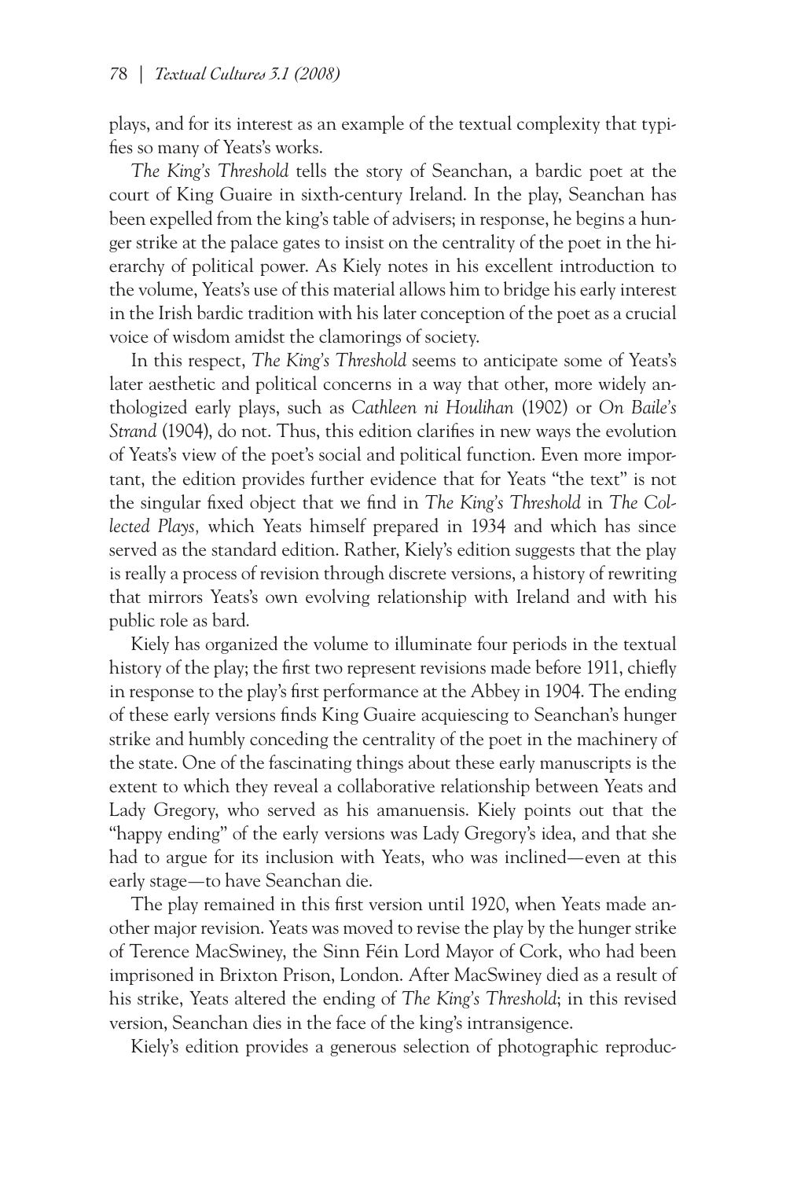plays, and for its interest as an example of the textual complexity that typifies so many of Yeats's works.

*The King's Threshold* tells the story of Seanchan, a bardic poet at the court of King Guaire in sixth-century Ireland. In the play, Seanchan has been expelled from the king's table of advisers; in response, he begins a hunger strike at the palace gates to insist on the centrality of the poet in the hierarchy of political power. As Kiely notes in his excellent introduction to the volume, Yeats's use of this material allows him to bridge his early interest in the Irish bardic tradition with his later conception of the poet as a crucial voice of wisdom amidst the clamorings of society.

In this respect, *The King's Threshold* seems to anticipate some of Yeats's later aesthetic and political concerns in a way that other, more widely anthologized early plays, such as *Cathleen ni Houlihan* (1902) or *On Baile's Strand* (1904), do not. Thus, this edition clarifies in new ways the evolution of Yeats's view of the poet's social and political function. Even more important, the edition provides further evidence that for Yeats "the text" is not the singular fixed object that we find in *The King's Threshold* in *The Collected Plays,* which Yeats himself prepared in 1934 and which has since served as the standard edition. Rather, Kiely's edition suggests that the play is really a process of revision through discrete versions, a history of rewriting that mirrors Yeats's own evolving relationship with Ireland and with his public role as bard.

Kiely has organized the volume to illuminate four periods in the textual history of the play; the first two represent revisions made before 1911, chiefly in response to the play's first performance at the Abbey in 1904. The ending of these early versions finds King Guaire acquiescing to Seanchan's hunger strike and humbly conceding the centrality of the poet in the machinery of the state. One of the fascinating things about these early manuscripts is the extent to which they reveal a collaborative relationship between Yeats and Lady Gregory, who served as his amanuensis. Kiely points out that the "happy ending" of the early versions was Lady Gregory's idea, and that she had to argue for its inclusion with Yeats, who was inclined—even at this early stage—to have Seanchan die.

The play remained in this first version until 1920, when Yeats made another major revision. Yeats was moved to revise the play by the hunger strike of Terence MacSwiney, the Sinn Féin Lord Mayor of Cork, who had been imprisoned in Brixton Prison, London. After MacSwiney died as a result of his strike, Yeats altered the ending of *The King's Threshold*; in this revised version, Seanchan dies in the face of the king's intransigence.

Kiely's edition provides a generous selection of photographic reproduc-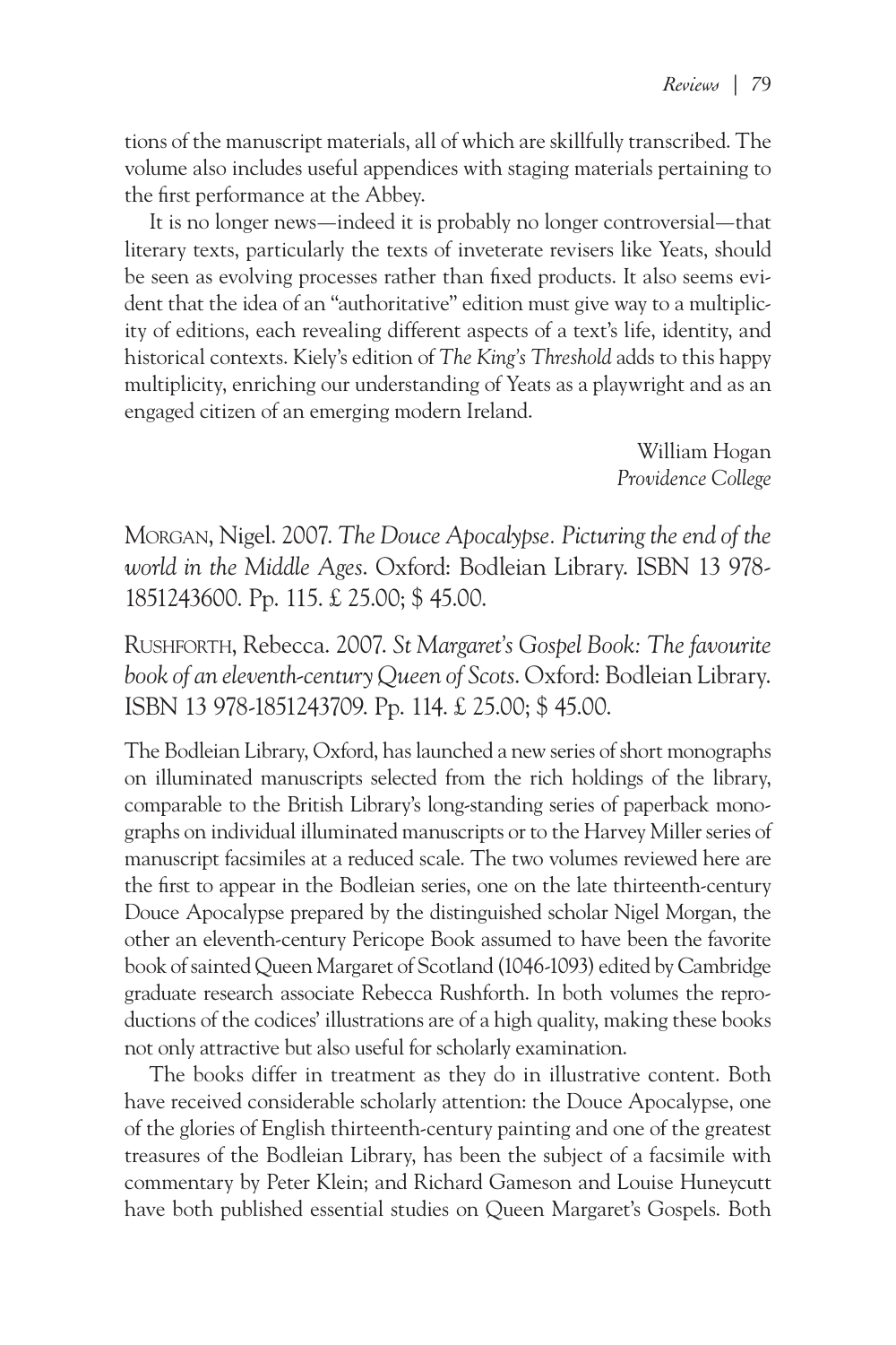tions of the manuscript materials, all of which are skillfully transcribed. The volume also includes useful appendices with staging materials pertaining to the first performance at the Abbey.

It is no longer news—indeed it is probably no longer controversial—that literary texts, particularly the texts of inveterate revisers like Yeats, should be seen as evolving processes rather than fixed products. It also seems evident that the idea of an "authoritative" edition must give way to a multiplicity of editions, each revealing different aspects of a text's life, identity, and historical contexts. Kiely's edition of *The King's Threshold* adds to this happy multiplicity, enriching our understanding of Yeats as a playwright and as an engaged citizen of an emerging modern Ireland.

William Hogan
*Providence College*

MORGAN, Nigel. 2007. *The Douce Apocalypse. Picturing the end of the world in the Middle Ages*. Oxford: Bodleian Library. ISBN 13 978-1851243600. Pp. 115. £ 25.00; $ 45.00.

RUSHFORTH, Rebecca. 2007. *St Margaret's Gospel Book: The favourite book of an eleventh-century Queen of Scots*. Oxford: Bodleian Library. ISBN 13 978-1851243709. Pp. 114. £ 25.00; $ 45.00.

The Bodleian Library, Oxford, has launched a new series of short monographs on illuminated manuscripts selected from the rich holdings of the library, comparable to the British Library's long-standing series of paperback monographs on individual illuminated manuscripts or to the Harvey Miller series of manuscript facsimiles at a reduced scale. The two volumes reviewed here are the first to appear in the Bodleian series, one on the late thirteenth-century Douce Apocalypse prepared by the distinguished scholar Nigel Morgan, the other an eleventh-century Pericope Book assumed to have been the favorite book of sainted Queen Margaret of Scotland (1046-1093) edited by Cambridge graduate research associate Rebecca Rushforth. In both volumes the reproductions of the codices' illustrations are of a high quality, making these books not only attractive but also useful for scholarly examination.

The books differ in treatment as they do in illustrative content. Both have received considerable scholarly attention: the Douce Apocalypse, one of the glories of English thirteenth-century painting and one of the greatest treasures of the Bodleian Library, has been the subject of a facsimile with commentary by Peter Klein; and Richard Gameson and Louise Huneycutt have both published essential studies on Queen Margaret's Gospels. Both